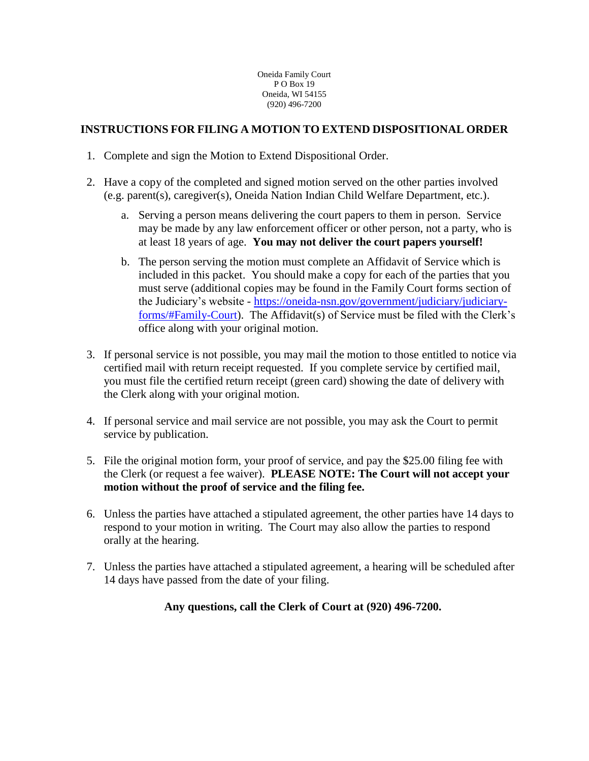Oneida Family Court
P O Box 19
Oneida, WI 54155
(920) 496-7200

# INSTRUCTIONS FOR FILING A MOTION TO EXTEND DISPOSITIONAL ORDER

1. Complete and sign the Motion to Extend Dispositional Order.

2. Have a copy of the completed and signed motion served on the other parties involved (e.g. parent(s), caregiver(s), Oneida Nation Indian Child Welfare Department, etc.).

   a. Serving a person means delivering the court papers to them in person. Service may be made by any law enforcement officer or other person, not a party, who is at least 18 years of age. **You may not deliver the court papers yourself!**

   b. The person serving the motion must complete an Affidavit of Service which is included in this packet. You should make a copy for each of the parties that you must serve (additional copies may be found in the Family Court forms section of the Judiciary's website - [https://oneida-nsn.gov/government/judiciary/judiciary-forms/#Family-Court](https://oneida-nsn.gov/government/judiciary/judiciary-forms/#Family-Court)). The Affidavit(s) of Service must be filed with the Clerk's office along with your original motion.

3. If personal service is not possible, you may mail the motion to those entitled to notice via certified mail with return receipt requested. If you complete service by certified mail, you must file the certified return receipt (green card) showing the date of delivery with the Clerk along with your original motion.

4. If personal service and mail service are not possible, you may ask the Court to permit service by publication.

5. File the original motion form, your proof of service, and pay the $25.00 filing fee with the Clerk (or request a fee waiver). **PLEASE NOTE: The Court will not accept your motion without the proof of service and the filing fee.**

6. Unless the parties have attached a stipulated agreement, the other parties have 14 days to respond to your motion in writing. The Court may also allow the parties to respond orally at the hearing.

7. Unless the parties have attached a stipulated agreement, a hearing will be scheduled after 14 days have passed from the date of your filing.

**Any questions, call the Clerk of Court at (920) 496-7200.**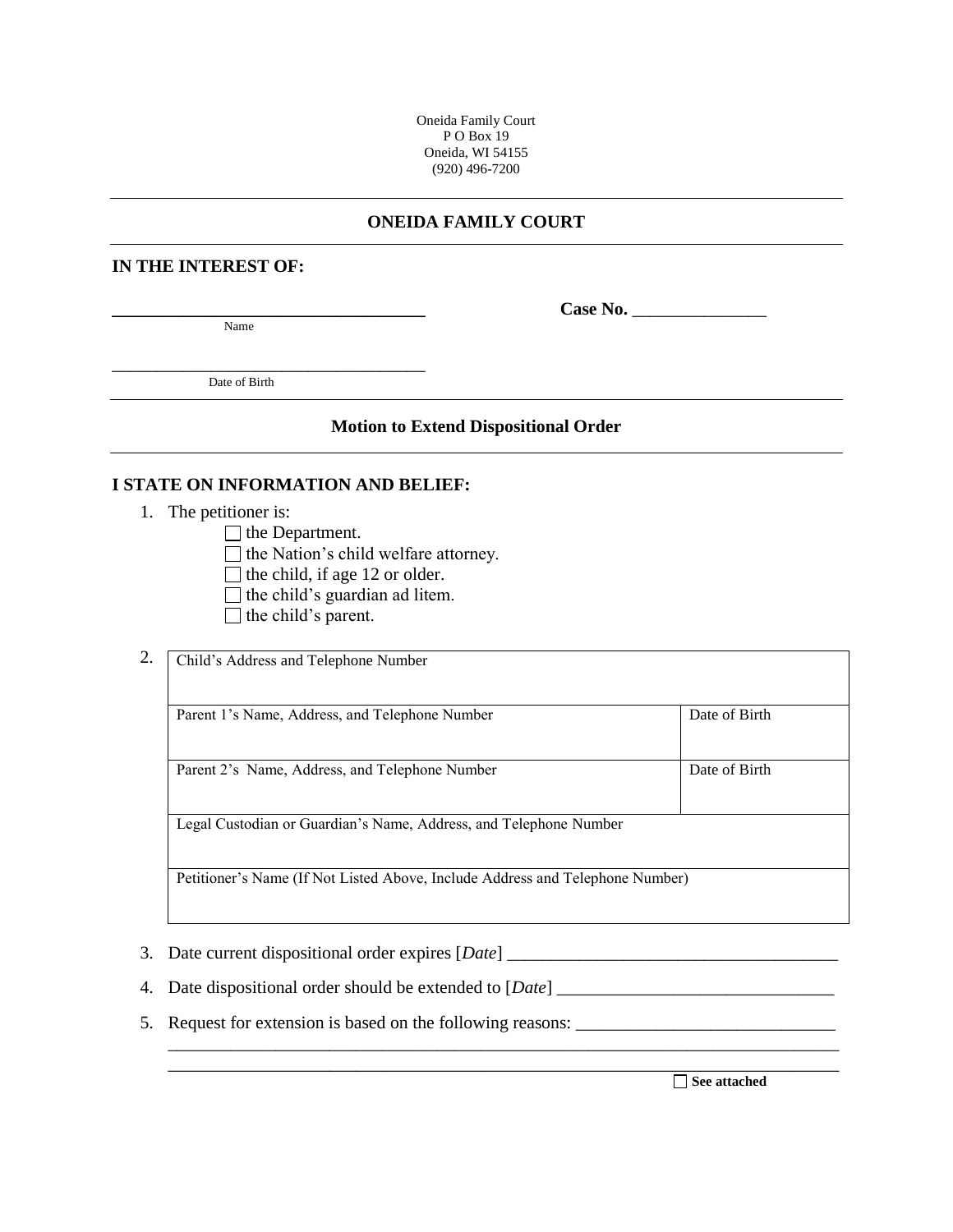Oneida Family Court
P O Box 19
Oneida, WI 54155
(920) 496-7200

## ONEIDA FAMILY COURT

**IN THE INTEREST OF:**

___________________________________ **Case No.** _______________
Name

___________________________________
Date of Birth

### Motion to Extend Dispositional Order

**I STATE ON INFORMATION AND BELIEF:**

1. The petitioner is:
   - ☐ the Department.
   - ☐ the Nation's child welfare attorney.
   - ☐ the child, if age 12 or older.
   - ☐ the child's guardian ad litem.
   - ☐ the child's parent.

2.

| Child's Address and Telephone Number | |
|---|---|
| Parent 1's Name, Address, and Telephone Number | Date of Birth |
| Parent 2's Name, Address, and Telephone Number | Date of Birth |
| Legal Custodian or Guardian's Name, Address, and Telephone Number | |
| Petitioner's Name (If Not Listed Above, Include Address and Telephone Number) | |

3. Date current dispositional order expires [*Date*] ____________________________________

4. Date dispositional order should be extended to [*Date*] ______________________________

5. Request for extension is based on the following reasons: ____________________________
   ______________________________________________________________________________
   ______________________________________________________________________________
   ☐ **See attached**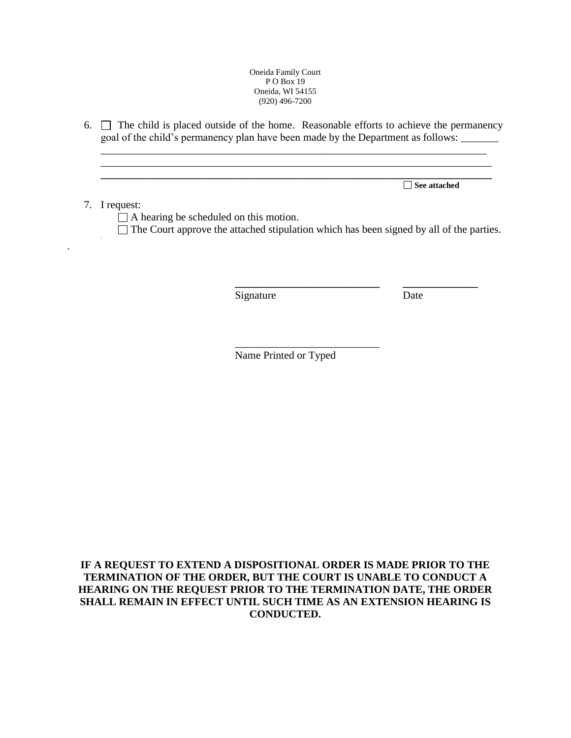Oneida Family Court
P O Box 19
Oneida, WI 54155
(920) 496-7200

6. ☐ The child is placed outside of the home. Reasonable efforts to achieve the permanency goal of the child's permanency plan have been made by the Department as follows: _______
_________________________________________________________________________
_________________________________________________________________________
_________________________________________________________________________

☐ **See attached**

7. I request:
   ☐ A hearing be scheduled on this motion.
   ☐ The Court approve the attached stipulation which has been signed by all of the parties.

___________________________ _____________
Signature Date

___________________________
Name Printed or Typed

**IF A REQUEST TO EXTEND A DISPOSITIONAL ORDER IS MADE PRIOR TO THE TERMINATION OF THE ORDER, BUT THE COURT IS UNABLE TO CONDUCT A HEARING ON THE REQUEST PRIOR TO THE TERMINATION DATE, THE ORDER SHALL REMAIN IN EFFECT UNTIL SUCH TIME AS AN EXTENSION HEARING IS CONDUCTED.**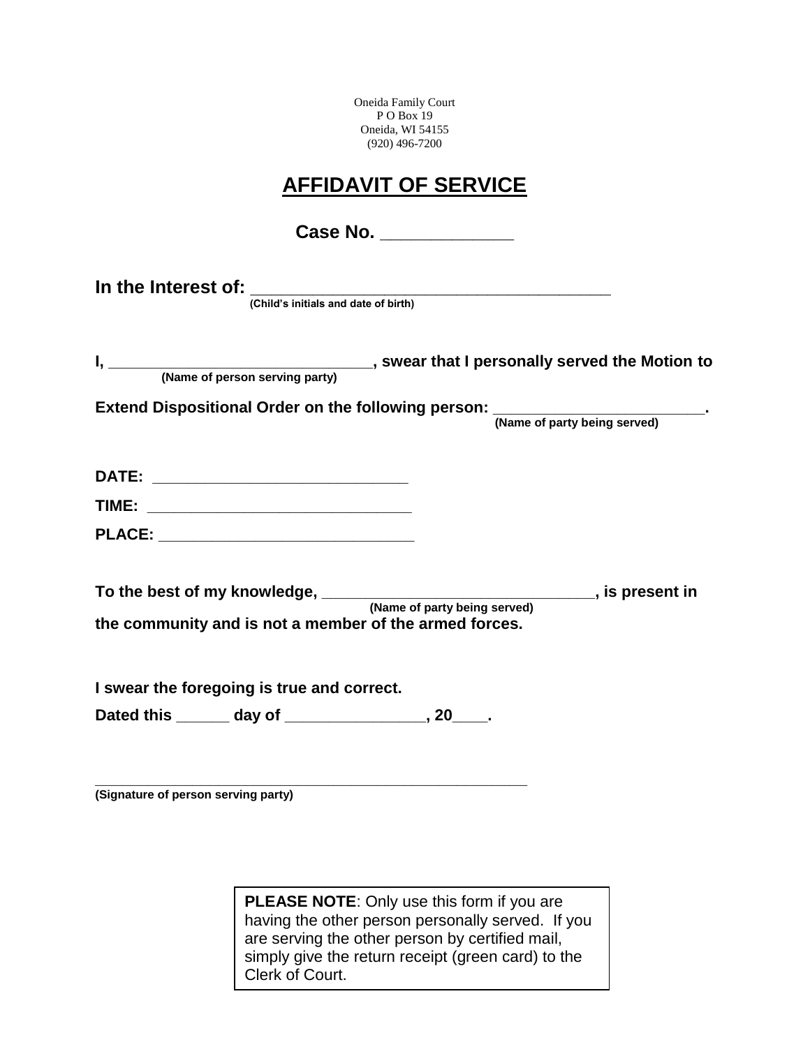Oneida Family Court
P O Box 19
Oneida, WI 54155
(920) 496-7200

# AFFIDAVIT OF SERVICE

**Case No. _____________**

**In the Interest of: ________________________________________**
**(Child's initials and date of birth)**

**I, _____________________________, swear that I personally served the Motion to**
**(Name of person serving party)**

**Extend Dispositional Order on the following person: ________________________.**
**(Name of party being served)**

**DATE: _____________________________**

**TIME: _____________________________**

**PLACE: _____________________________**

**To the best of my knowledge, _______________________________, is present in**
**(Name of party being served)**
**the community and is not a member of the armed forces.**

**I swear the foregoing is true and correct.**

**Dated this ______ day of _______________, 20____.**

_______________________________________________________
**(Signature of person serving party)**

> **PLEASE NOTE**: Only use this form if you are having the other person personally served. If you are serving the other person by certified mail, simply give the return receipt (green card) to the Clerk of Court.